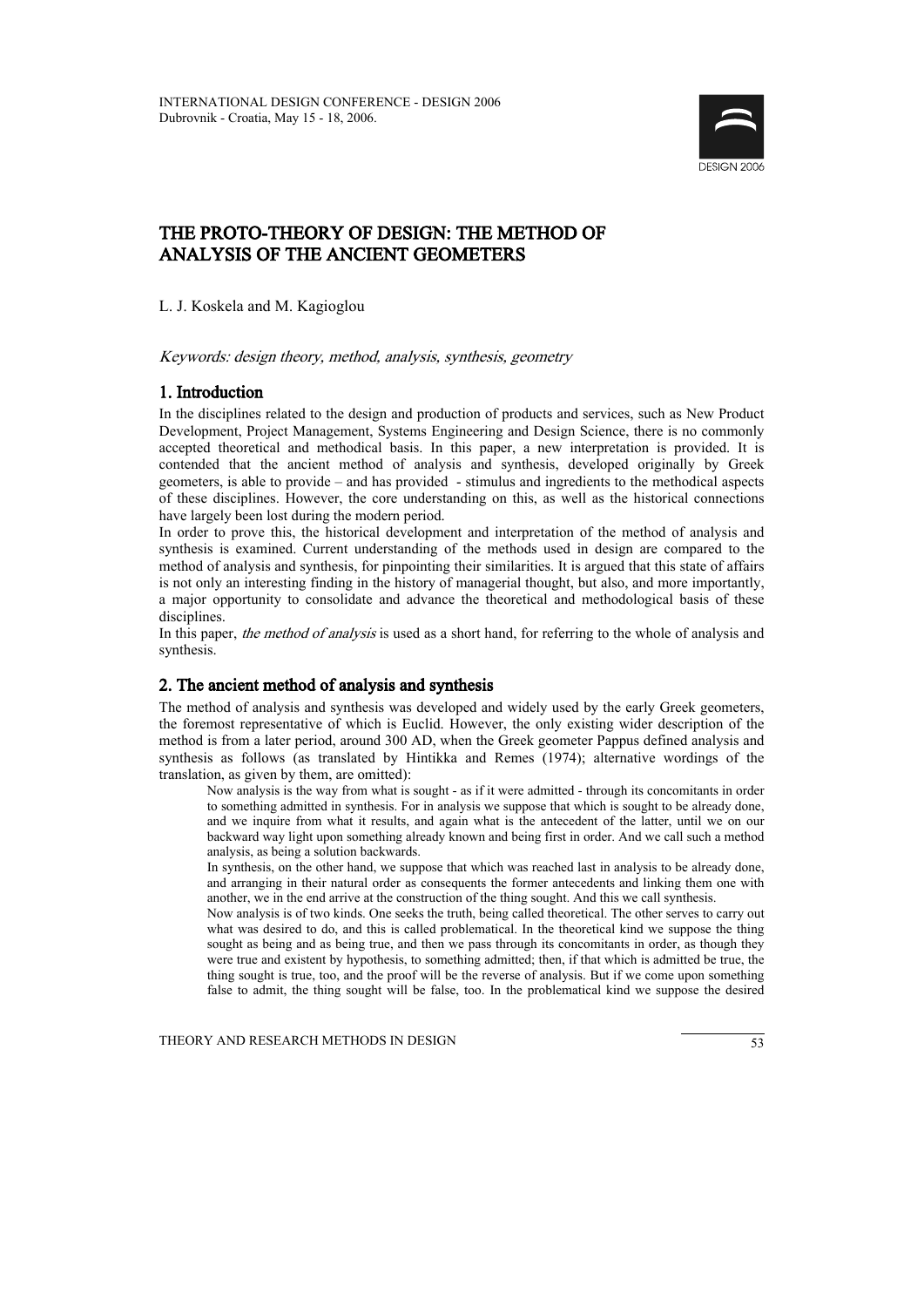# THE PROTO-THEORY OF DESIGN: THE METHOD OF ANALYSIS OF THE ANCIENT GEOMETERS

L. J. Koskela and M. Kagioglou

*Keywords: design theory, method, analysis, synthesis, geometry*

## 1. Introduction

In the disciplines related to the design and production of products and services, such as New Product Development, Project Management, Systems Engineering and Design Science, there is no commonly accepted theoretical and methodical basis. In this paper, a new interpretation is provided. It is contended that the ancient method of analysis and synthesis, developed originally by Greek geometers, is able to provide – and has provided - stimulus and ingredients to the methodical aspects of these disciplines. However, the core understanding on this, as well as the historical connections have largely been lost during the modern period.

In order to prove this, the historical development and interpretation of the method of analysis and synthesis is examined. Current understanding of the methods used in design are compared to the method of analysis and synthesis, for pinpointing their similarities. It is argued that this state of affairs is not only an interesting finding in the history of managerial thought, but also, and more importantly, a major opportunity to consolidate and advance the theoretical and methodological basis of these disciplines.

In this paper, *the method of analysis* is used as a short hand, for referring to the whole of analysis and synthesis.

## 2. The ancient method of analysis and synthesis

The method of analysis and synthesis was developed and widely used by the early Greek geometers, the foremost representative of which is Euclid. However, the only existing wider description of the method is from a later period, around 300 AD, when the Greek geometer Pappus defined analysis and synthesis as follows (as translated by Hintikka and Remes (1974); alternative wordings of the translation, as given by them, are omitted):

> Now analysis is the way from what is sought - as if it were admitted - through its concomitants in order to something admitted in synthesis. For in analysis we suppose that which is sought to be already done, and we inquire from what it results, and again what is the antecedent of the latter, until we on our backward way light upon something already known and being first in order. And we call such a method analysis, as being a solution backwards.
>
> In synthesis, on the other hand, we suppose that which was reached last in analysis to be already done, and arranging in their natural order as consequents the former antecedents and linking them one with another, we in the end arrive at the construction of the thing sought. And this we call synthesis.
>
> Now analysis is of two kinds. One seeks the truth, being called theoretical. The other serves to carry out what was desired to do, and this is called problematical. In the theoretical kind we suppose the thing sought as being and as being true, and then we pass through its concomitants in order, as though they were true and existent by hypothesis, to something admitted; then, if that which is admitted be true, the thing sought is true, too, and the proof will be the reverse of analysis. But if we come upon something false to admit, the thing sought will be false, too. In the problematical kind we suppose the desired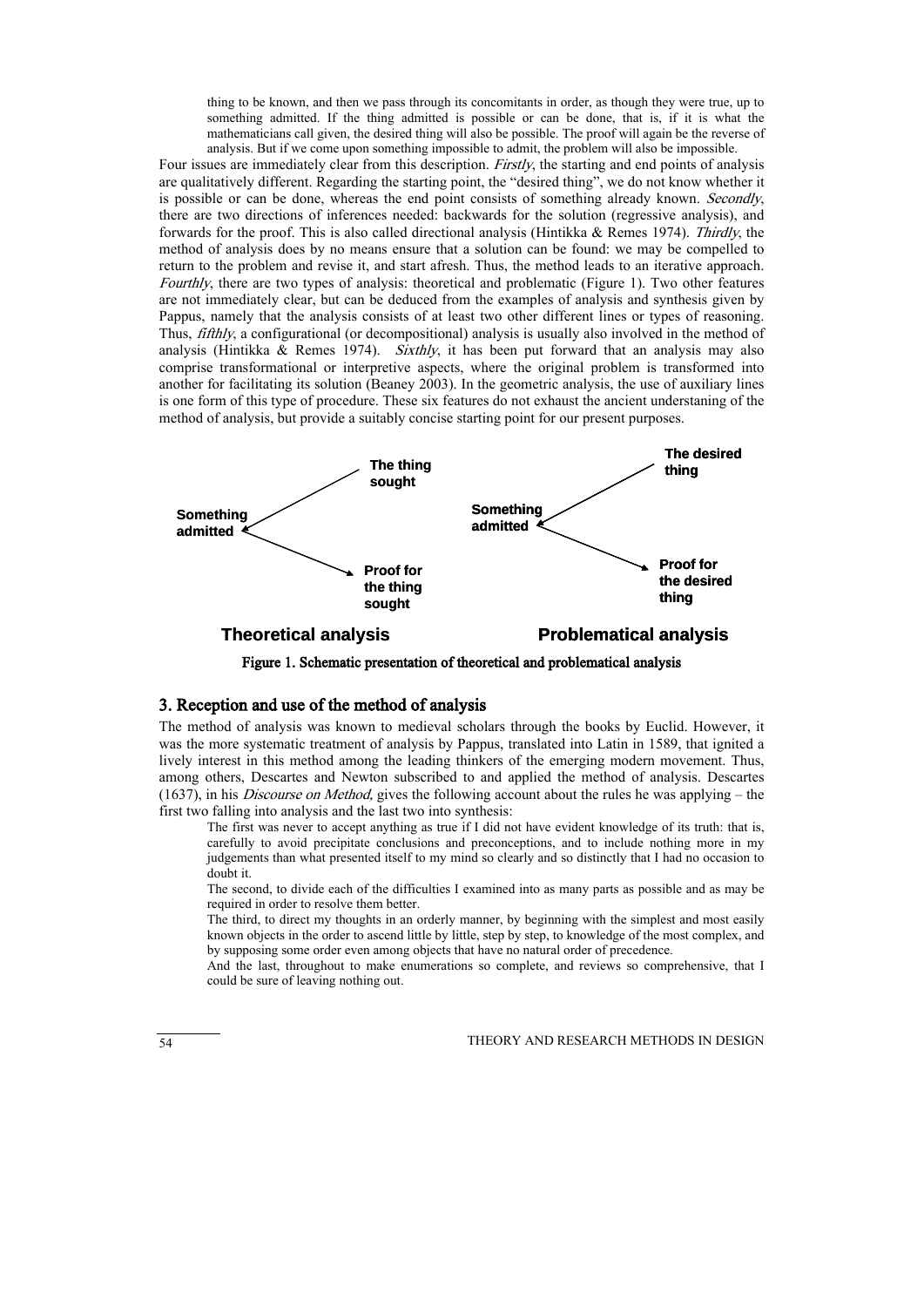> thing to be known, and then we pass through its concomitants in order, as though they were true, up to something admitted. If the thing admitted is possible or can be done, that is, if it is what the mathematicians call given, the desired thing will also be possible. The proof will again be the reverse of analysis. But if we come upon something impossible to admit, the problem will also be impossible.

Four issues are immediately clear from this description. *Firstly*, the starting and end points of analysis are qualitatively different. Regarding the starting point, the "desired thing", we do not know whether it is possible or can be done, whereas the end point consists of something already known. *Secondly*, there are two directions of inferences needed: backwards for the solution (regressive analysis), and forwards for the proof. This is also called directional analysis (Hintikka & Remes 1974). *Thirdly*, the method of analysis does by no means ensure that a solution can be found: we may be compelled to return to the problem and revise it, and start afresh. Thus, the method leads to an iterative approach. *Fourthly*, there are two types of analysis: theoretical and problematic (Figure 1). Two other features are not immediately clear, but can be deduced from the examples of analysis and synthesis given by Pappus, namely that the analysis consists of at least two other different lines or types of reasoning. Thus, *fifthly*, a configurational (or decompositional) analysis is usually also involved in the method of analysis (Hintikka & Remes 1974). *Sixthly*, it has been put forward that an analysis may also comprise transformational or interpretive aspects, where the original problem is transformed into another for facilitating its solution (Beaney 2003). In the geometric analysis, the use of auxiliary lines is one form of this type of procedure. These six features do not exhaust the ancient understaning of the method of analysis, but provide a suitably concise starting point for our present purposes.

**Theoretical analysis**: The thing sought → Something admitted → Proof for the thing sought

**Problematical analysis**: The desired thing → Something admitted → Proof for the desired thing

Figure 1. Schematic presentation of theoretical and problematical analysis

## 3. Reception and use of the method of analysis

The method of analysis was known to medieval scholars through the books by Euclid. However, it was the more systematic treatment of analysis by Pappus, translated into Latin in 1589, that ignited a lively interest in this method among the leading thinkers of the emerging modern movement. Thus, among others, Descartes and Newton subscribed to and applied the method of analysis. Descartes (1637), in his *Discourse on Method,* gives the following account about the rules he was applying – the first two falling into analysis and the last two into synthesis:

> The first was never to accept anything as true if I did not have evident knowledge of its truth: that is, carefully to avoid precipitate conclusions and preconceptions, and to include nothing more in my judgements than what presented itself to my mind so clearly and so distinctly that I had no occasion to doubt it.
>
> The second, to divide each of the difficulties I examined into as many parts as possible and as may be required in order to resolve them better.
>
> The third, to direct my thoughts in an orderly manner, by beginning with the simplest and most easily known objects in the order to ascend little by little, step by step, to knowledge of the most complex, and by supposing some order even among objects that have no natural order of precedence.
>
> And the last, throughout to make enumerations so complete, and reviews so comprehensive, that I could be sure of leaving nothing out.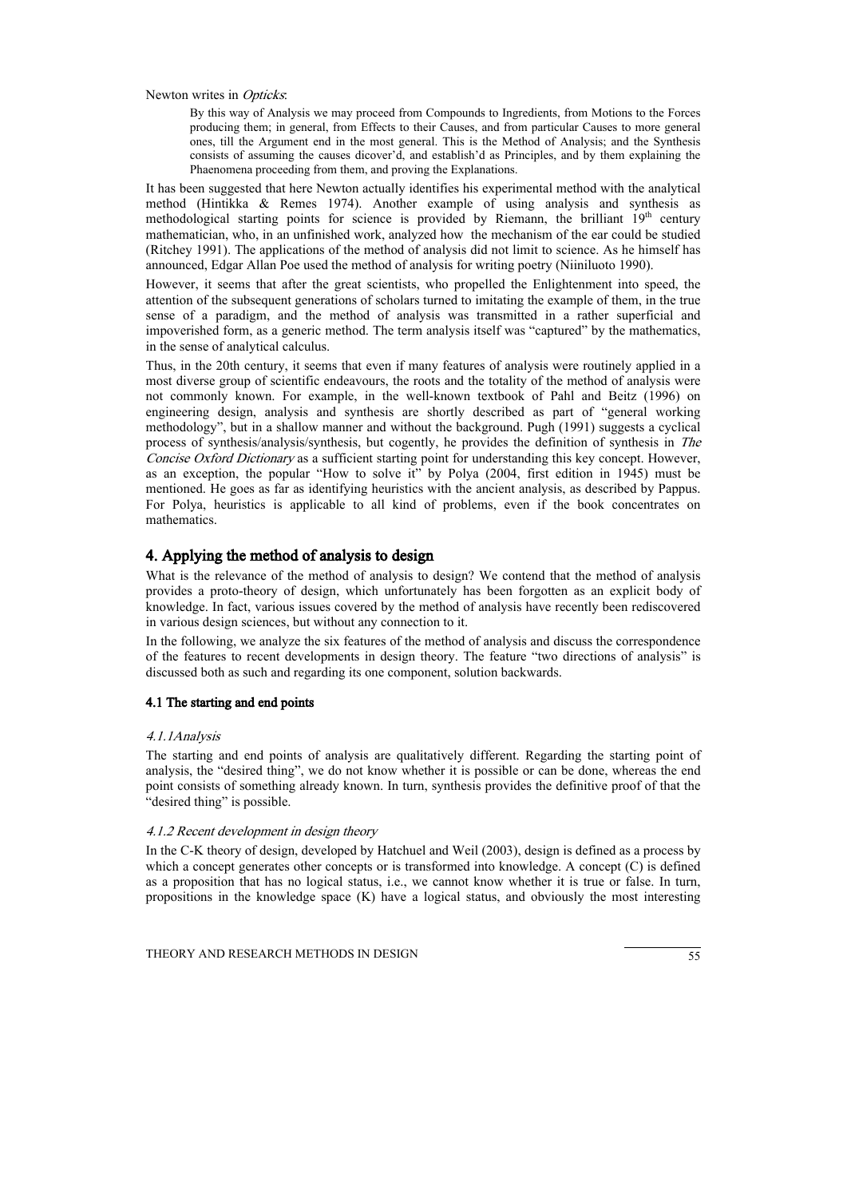Newton writes in *Opticks*:

> By this way of Analysis we may proceed from Compounds to Ingredients, from Motions to the Forces producing them; in general, from Effects to their Causes, and from particular Causes to more general ones, till the Argument end in the most general. This is the Method of Analysis; and the Synthesis consists of assuming the causes dicover'd, and establish'd as Principles, and by them explaining the Phaenomena proceeding from them, and proving the Explanations.

It has been suggested that here Newton actually identifies his experimental method with the analytical method (Hintikka & Remes 1974). Another example of using analysis and synthesis as methodological starting points for science is provided by Riemann, the brilliant 19th century mathematician, who, in an unfinished work, analyzed how the mechanism of the ear could be studied (Ritchey 1991). The applications of the method of analysis did not limit to science. As he himself has announced, Edgar Allan Poe used the method of analysis for writing poetry (Niiniluoto 1990).

However, it seems that after the great scientists, who propelled the Enlightenment into speed, the attention of the subsequent generations of scholars turned to imitating the example of them, in the true sense of a paradigm, and the method of analysis was transmitted in a rather superficial and impoverished form, as a generic method. The term analysis itself was "captured" by the mathematics, in the sense of analytical calculus.

Thus, in the 20th century, it seems that even if many features of analysis were routinely applied in a most diverse group of scientific endeavours, the roots and the totality of the method of analysis were not commonly known. For example, in the well-known textbook of Pahl and Beitz (1996) on engineering design, analysis and synthesis are shortly described as part of "general working methodology", but in a shallow manner and without the background. Pugh (1991) suggests a cyclical process of synthesis/analysis/synthesis, but cogently, he provides the definition of synthesis in *The Concise Oxford Dictionary* as a sufficient starting point for understanding this key concept. However, as an exception, the popular "How to solve it" by Polya (2004, first edition in 1945) must be mentioned. He goes as far as identifying heuristics with the ancient analysis, as described by Pappus. For Polya, heuristics is applicable to all kind of problems, even if the book concentrates on mathematics.

## 4. Applying the method of analysis to design

What is the relevance of the method of analysis to design? We contend that the method of analysis provides a proto-theory of design, which unfortunately has been forgotten as an explicit body of knowledge. In fact, various issues covered by the method of analysis have recently been rediscovered in various design sciences, but without any connection to it.

In the following, we analyze the six features of the method of analysis and discuss the correspondence of the features to recent developments in design theory. The feature "two directions of analysis" is discussed both as such and regarding its one component, solution backwards.

### 4.1 The starting and end points

#### *4.1.1Analysis*

The starting and end points of analysis are qualitatively different. Regarding the starting point of analysis, the "desired thing", we do not know whether it is possible or can be done, whereas the end point consists of something already known. In turn, synthesis provides the definitive proof of that the "desired thing" is possible.

#### *4.1.2 Recent development in design theory*

In the C-K theory of design, developed by Hatchuel and Weil (2003), design is defined as a process by which a concept generates other concepts or is transformed into knowledge. A concept (C) is defined as a proposition that has no logical status, i.e., we cannot know whether it is true or false. In turn, propositions in the knowledge space (K) have a logical status, and obviously the most interesting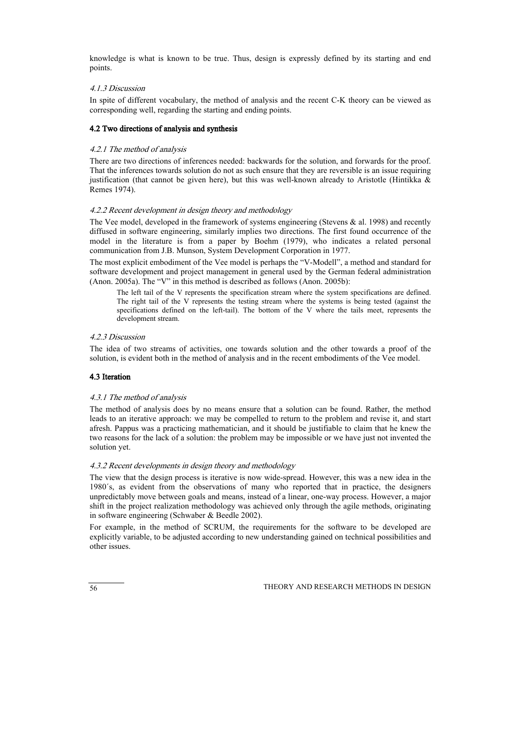knowledge is what is known to be true. Thus, design is expressly defined by its starting and end points.

#### *4.1.3 Discussion*

In spite of different vocabulary, the method of analysis and the recent C-K theory can be viewed as corresponding well, regarding the starting and ending points.

### 4.2 Two directions of analysis and synthesis

#### *4.2.1 The method of analysis*

There are two directions of inferences needed: backwards for the solution, and forwards for the proof. That the inferences towards solution do not as such ensure that they are reversible is an issue requiring justification (that cannot be given here), but this was well-known already to Aristotle (Hintikka & Remes 1974).

#### *4.2.2 Recent development in design theory and methodology*

The Vee model, developed in the framework of systems engineering (Stevens & al. 1998) and recently diffused in software engineering, similarly implies two directions. The first found occurrence of the model in the literature is from a paper by Boehm (1979), who indicates a related personal communication from J.B. Munson, System Development Corporation in 1977.

The most explicit embodiment of the Vee model is perhaps the "V-Modell", a method and standard for software development and project management in general used by the German federal administration (Anon. 2005a). The "V" in this method is described as follows (Anon. 2005b):

> The left tail of the V represents the specification stream where the system specifications are defined. The right tail of the V represents the testing stream where the systems is being tested (against the specifications defined on the left-tail). The bottom of the V where the tails meet, represents the development stream.

#### *4.2.3 Discussion*

The idea of two streams of activities, one towards solution and the other towards a proof of the solution, is evident both in the method of analysis and in the recent embodiments of the Vee model.

### 4.3 Iteration

#### *4.3.1 The method of analysis*

The method of analysis does by no means ensure that a solution can be found. Rather, the method leads to an iterative approach: we may be compelled to return to the problem and revise it, and start afresh. Pappus was a practicing mathematician, and it should be justifiable to claim that he knew the two reasons for the lack of a solution: the problem may be impossible or we have just not invented the solution yet.

#### *4.3.2 Recent developments in design theory and methodology*

The view that the design process is iterative is now wide-spread. However, this was a new idea in the 1980´s, as evident from the observations of many who reported that in practice, the designers unpredictably move between goals and means, instead of a linear, one-way process. However, a major shift in the project realization methodology was achieved only through the agile methods, originating in software engineering (Schwaber & Beedle 2002).

For example, in the method of SCRUM, the requirements for the software to be developed are explicitly variable, to be adjusted according to new understanding gained on technical possibilities and other issues.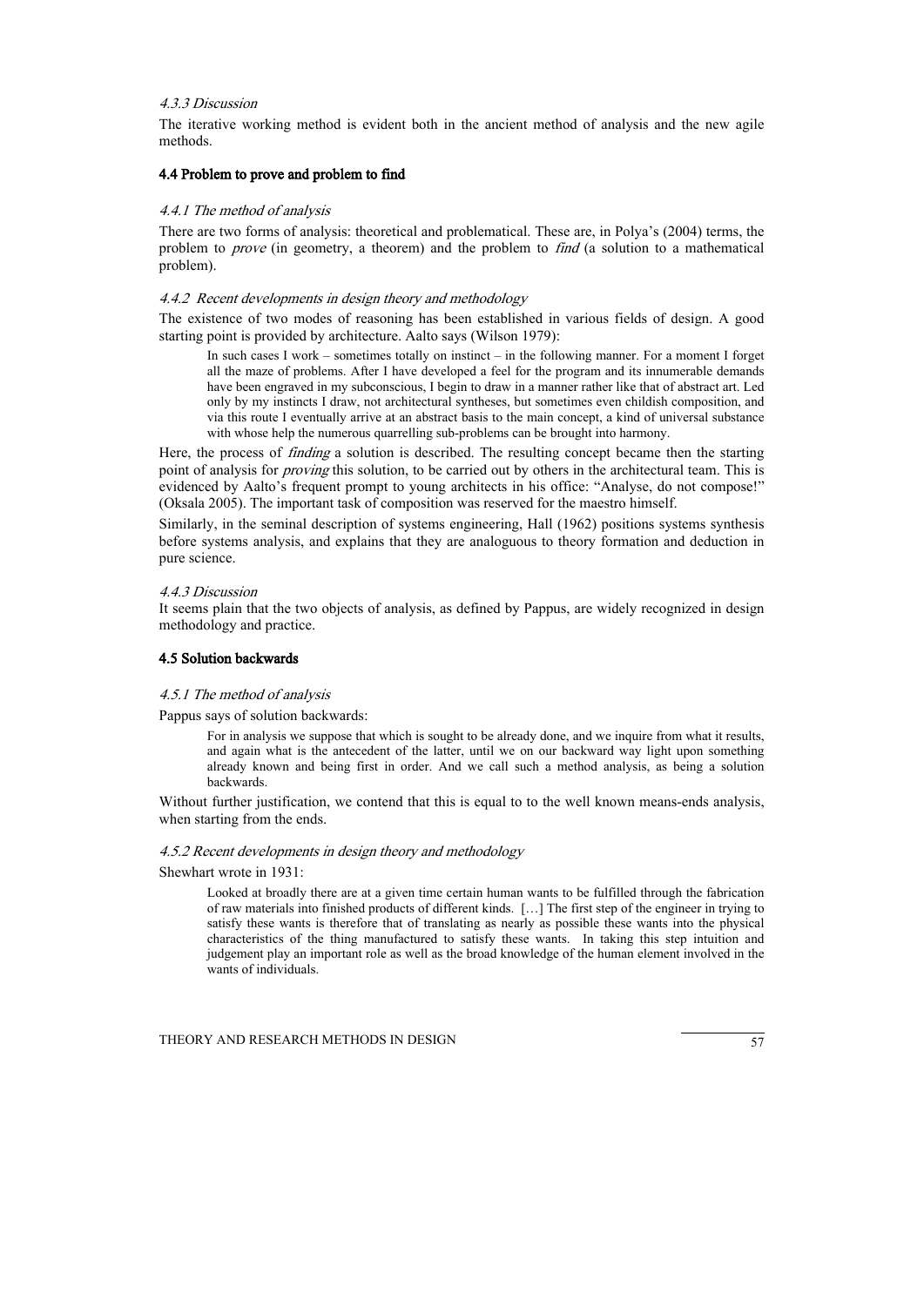#### *4.3.3 Discussion*

The iterative working method is evident both in the ancient method of analysis and the new agile methods.

### 4.4 Problem to prove and problem to find

#### *4.4.1 The method of analysis*

There are two forms of analysis: theoretical and problematical. These are, in Polya's (2004) terms, the problem to *prove* (in geometry, a theorem) and the problem to *find* (a solution to a mathematical problem).

#### *4.4.2 Recent developments in design theory and methodology*

The existence of two modes of reasoning has been established in various fields of design. A good starting point is provided by architecture. Aalto says (Wilson 1979):

> In such cases I work – sometimes totally on instinct – in the following manner. For a moment I forget all the maze of problems. After I have developed a feel for the program and its innumerable demands have been engraved in my subconscious, I begin to draw in a manner rather like that of abstract art. Led only by my instincts I draw, not architectural syntheses, but sometimes even childish composition, and via this route I eventually arrive at an abstract basis to the main concept, a kind of universal substance with whose help the numerous quarrelling sub-problems can be brought into harmony.

Here, the process of *finding* a solution is described. The resulting concept became then the starting point of analysis for *proving* this solution, to be carried out by others in the architectural team. This is evidenced by Aalto's frequent prompt to young architects in his office: "Analyse, do not compose!" (Oksala 2005). The important task of composition was reserved for the maestro himself.

Similarly, in the seminal description of systems engineering, Hall (1962) positions systems synthesis before systems analysis, and explains that they are analoguous to theory formation and deduction in pure science.

#### *4.4.3 Discussion*

It seems plain that the two objects of analysis, as defined by Pappus, are widely recognized in design methodology and practice.

### 4.5 Solution backwards

#### *4.5.1 The method of analysis*

Pappus says of solution backwards:

> For in analysis we suppose that which is sought to be already done, and we inquire from what it results, and again what is the antecedent of the latter, until we on our backward way light upon something already known and being first in order. And we call such a method analysis, as being a solution backwards.

Without further justification, we contend that this is equal to to the well known means-ends analysis, when starting from the ends.

#### *4.5.2 Recent developments in design theory and methodology*

Shewhart wrote in 1931:

> Looked at broadly there are at a given time certain human wants to be fulfilled through the fabrication of raw materials into finished products of different kinds. […] The first step of the engineer in trying to satisfy these wants is therefore that of translating as nearly as possible these wants into the physical characteristics of the thing manufactured to satisfy these wants. In taking this step intuition and judgement play an important role as well as the broad knowledge of the human element involved in the wants of individuals.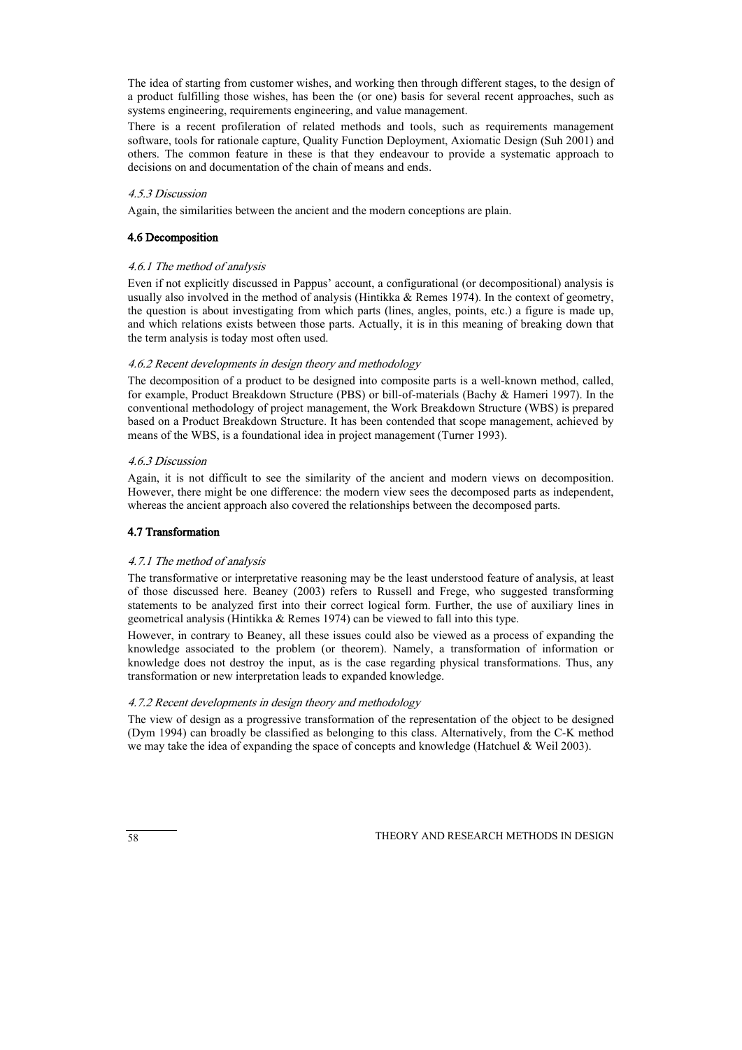The idea of starting from customer wishes, and working then through different stages, to the design of a product fulfilling those wishes, has been the (or one) basis for several recent approaches, such as systems engineering, requirements engineering, and value management.

There is a recent profileration of related methods and tools, such as requirements management software, tools for rationale capture, Quality Function Deployment, Axiomatic Design (Suh 2001) and others. The common feature in these is that they endeavour to provide a systematic approach to decisions on and documentation of the chain of means and ends.

#### *4.5.3 Discussion*

Again, the similarities between the ancient and the modern conceptions are plain.

### 4.6 Decomposition

#### *4.6.1 The method of analysis*

Even if not explicitly discussed in Pappus' account, a configurational (or decompositional) analysis is usually also involved in the method of analysis (Hintikka & Remes 1974). In the context of geometry, the question is about investigating from which parts (lines, angles, points, etc.) a figure is made up, and which relations exists between those parts. Actually, it is in this meaning of breaking down that the term analysis is today most often used.

#### *4.6.2 Recent developments in design theory and methodology*

The decomposition of a product to be designed into composite parts is a well-known method, called, for example, Product Breakdown Structure (PBS) or bill-of-materials (Bachy & Hameri 1997). In the conventional methodology of project management, the Work Breakdown Structure (WBS) is prepared based on a Product Breakdown Structure. It has been contended that scope management, achieved by means of the WBS, is a foundational idea in project management (Turner 1993).

#### *4.6.3 Discussion*

Again, it is not difficult to see the similarity of the ancient and modern views on decomposition. However, there might be one difference: the modern view sees the decomposed parts as independent, whereas the ancient approach also covered the relationships between the decomposed parts.

### 4.7 Transformation

#### *4.7.1 The method of analysis*

The transformative or interpretative reasoning may be the least understood feature of analysis, at least of those discussed here. Beaney (2003) refers to Russell and Frege, who suggested transforming statements to be analyzed first into their correct logical form. Further, the use of auxiliary lines in geometrical analysis (Hintikka & Remes 1974) can be viewed to fall into this type.

However, in contrary to Beaney, all these issues could also be viewed as a process of expanding the knowledge associated to the problem (or theorem). Namely, a transformation of information or knowledge does not destroy the input, as is the case regarding physical transformations. Thus, any transformation or new interpretation leads to expanded knowledge.

#### *4.7.2 Recent developments in design theory and methodology*

The view of design as a progressive transformation of the representation of the object to be designed (Dym 1994) can broadly be classified as belonging to this class. Alternatively, from the C-K method we may take the idea of expanding the space of concepts and knowledge (Hatchuel & Weil 2003).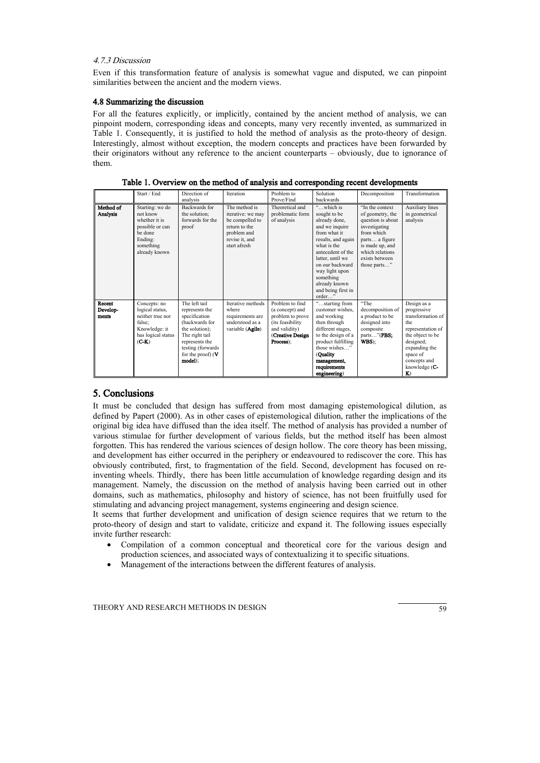#### 4.7.3 Discussion

Even if this transformation feature of analysis is somewhat vague and disputed, we can pinpoint similarities between the ancient and the modern views.

### 4.8 Summarizing the discussion

For all the features explicitly, or implicitly, contained by the ancient method of analysis, we can pinpoint modern, corresponding ideas and concepts, many very recently invented, as summarized in Table 1. Consequently, it is justified to hold the method of analysis as the proto-theory of design. Interestingly, almost without exception, the modern concepts and practices have been forwarded by their originators without any reference to the ancient counterparts – obviously, due to ignorance of them.

**Table 1. Overview on the method of analysis and corresponding recent developments**

| | Start / End | Direction of analysis | Iteration | Problem to Prove/Find | Solution backwards | Decomposition | Transformation |
|---|---|---|---|---|---|---|---|
| **Method of Analysis** | Starting: we do not know whether it is possible or can be done Ending: something already known | Backwards for the solution; forwards for the proof | The method is iterative: we may be compelled to return to the problem and revise it, and start afresh | Theoretical and problematic form of analysis | "…which is sought to be already done, and we inquire from what it results, and again what is the antecedent of the latter, until we on our backward way light upon something already known and being first in order…" | "In the context of geometry, the question is about investigating from which parts… a figure is made up, and which relations exists between those parts…" | Auxiliary lines in geometrical analysis |
| **Recent Develop-ments** | Concepts: no logical status, neither true nor false; Knowledge: it has logical status (**C-K**) | The left tail represents the specification (backwards for the solution); The right tail represents the testing (forwards for the proof) (**V model**); | Iterative methods where requirements are understood as a variable (**Agile**) | Problem to find (a concept) and problem to prove (its feasibility and validity) (**Creative Design Process**); | "…starting from customer wishes, and working then through different stages, to the design of a product fulfilling those wishes…" (**Quality management, requirements engineering**) | "The decomposition of a product to be designed into composite parts…"(**PBS; WBS**); | Design as a progressive transformation of the representation of the object to be designed; expanding the space of concepts and knowledge (**C-K**) |

## 5. Conclusions

It must be concluded that design has suffered from most damaging epistemological dilution, as defined by Papert (2000). As in other cases of epistemological dilution, rather the implications of the original big idea have diffused than the idea itself. The method of analysis has provided a number of various stimulae for further development of various fields, but the method itself has been almost forgotten. This has rendered the various sciences of design hollow. The core theory has been missing, and development has either occurred in the periphery or endeavoured to rediscover the core. This has obviously contributed, first, to fragmentation of the field. Second, development has focused on re-inventing wheels. Thirdly, there has been little accumulation of knowledge regarding design and its management. Namely, the discussion on the method of analysis having been carried out in other domains, such as mathematics, philosophy and history of science, has not been fruitfully used for stimulating and advancing project management, systems engineering and design science.

It seems that further development and unification of design science requires that we return to the proto-theory of design and start to validate, criticize and expand it. The following issues especially invite further research:

- Compilation of a common conceptual and theoretical core for the various design and production sciences, and associated ways of contextualizing it to specific situations.
- Management of the interactions between the different features of analysis.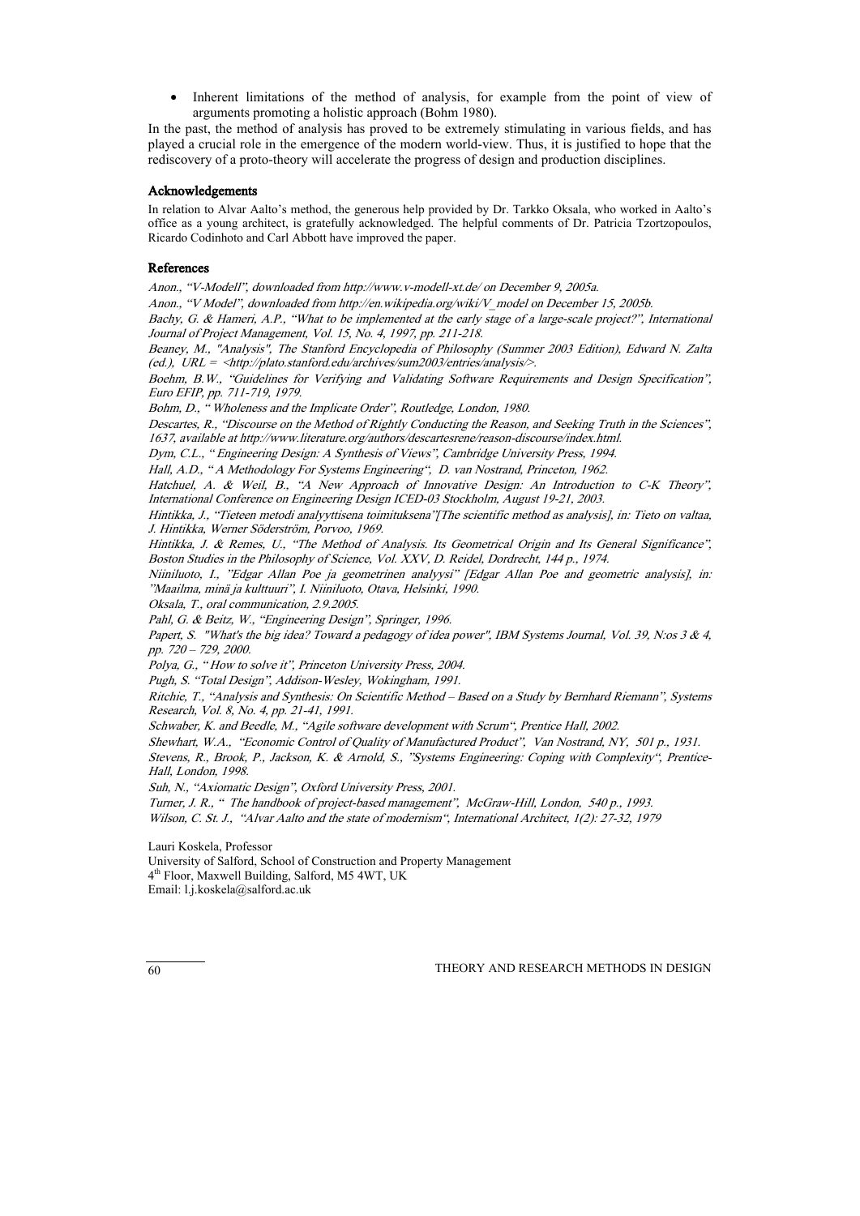- Inherent limitations of the method of analysis, for example from the point of view of arguments promoting a holistic approach (Bohm 1980).

In the past, the method of analysis has proved to be extremely stimulating in various fields, and has played a crucial role in the emergence of the modern world-view. Thus, it is justified to hope that the rediscovery of a proto-theory will accelerate the progress of design and production disciplines.

## Acknowledgements

In relation to Alvar Aalto's method, the generous help provided by Dr. Tarkko Oksala, who worked in Aalto's office as a young architect, is gratefully acknowledged. The helpful comments of Dr. Patricia Tzortzopoulos, Ricardo Codinhoto and Carl Abbott have improved the paper.

## References

*Anon., "V-Modell", downloaded from http://www.v-modell-xt.de/ on December 9, 2005a.*

*Anon., "V Model", downloaded from http://en.wikipedia.org/wiki/V_model on December 15, 2005b.*

*Bachy, G. & Hameri, A.P., "What to be implemented at the early stage of a large-scale project?", International Journal of Project Management, Vol. 15, No. 4, 1997, pp. 211-218.*

*Beaney, M., "Analysis", The Stanford Encyclopedia of Philosophy (Summer 2003 Edition), Edward N. Zalta (ed.), URL = <http://plato.stanford.edu/archives/sum2003/entries/analysis/>.*

*Boehm, B.W., "Guidelines for Verifying and Validating Software Requirements and Design Specification", Euro EFIP, pp. 711-719, 1979.*

*Bohm, D., " Wholeness and the Implicate Order", Routledge, London, 1980.*

*Descartes, R., "Discourse on the Method of Rightly Conducting the Reason, and Seeking Truth in the Sciences", 1637, available at http://www.literature.org/authors/descartesrene/reason-discourse/index.html.*

*Dym, C.L., " Engineering Design: A Synthesis of Views", Cambridge University Press, 1994.*

*Hall, A.D., " A Methodology For Systems Engineering", D. van Nostrand, Princeton, 1962.*

*Hatchuel, A. & Weil, B., "A New Approach of Innovative Design: An Introduction to C-K Theory", International Conference on Engineering Design ICED-03 Stockholm, August 19-21, 2003.*

*Hintikka, J., "Tieteen metodi analyyttisena toimituksena"[The scientific method as analysis], in: Tieto on valtaa, J. Hintikka, Werner Söderström, Porvoo, 1969.*

*Hintikka, J. & Remes, U., "The Method of Analysis. Its Geometrical Origin and Its General Significance", Boston Studies in the Philosophy of Science, Vol. XXV, D. Reidel, Dordrecht, 144 p., 1974.*

*Niiniluoto, I., "Edgar Allan Poe ja geometrinen analyysi" [Edgar Allan Poe and geometric analysis], in: "Maailma, minä ja kulttuuri", I. Niiniluoto, Otava, Helsinki, 1990.*

*Oksala, T., oral communication, 2.9.2005.*

*Pahl, G. & Beitz, W., "Engineering Design", Springer, 1996.*

*Papert, S. "What's the big idea? Toward a pedagogy of idea power", IBM Systems Journal, Vol. 39, N:os 3 & 4, pp. 720 – 729, 2000.*

*Polya, G., " How to solve it", Princeton University Press, 2004.*

*Pugh, S. "Total Design", Addison-Wesley, Wokingham, 1991.*

*Ritchie, T., "Analysis and Synthesis: On Scientific Method – Based on a Study by Bernhard Riemann", Systems Research, Vol. 8, No. 4, pp. 21-41, 1991.*

*Schwaber, K. and Beedle, M., "Agile software development with Scrum", Prentice Hall, 2002.*

*Shewhart, W.A., "Economic Control of Quality of Manufactured Product", Van Nostrand, NY, 501 p., 1931.*

*Stevens, R., Brook, P., Jackson, K. & Arnold, S., "Systems Engineering: Coping with Complexity", Prentice-Hall, London, 1998.*

*Suh, N., "Axiomatic Design", Oxford University Press, 2001.*

*Turner, J. R., " The handbook of project-based management", McGraw-Hill, London, 540 p., 1993.*

*Wilson, C. St. J., "Alvar Aalto and the state of modernism", International Architect, 1(2): 27-32, 1979*

Lauri Koskela, Professor
University of Salford, School of Construction and Property Management
4th Floor, Maxwell Building, Salford, M5 4WT, UK
Email: l.j.koskela@salford.ac.uk